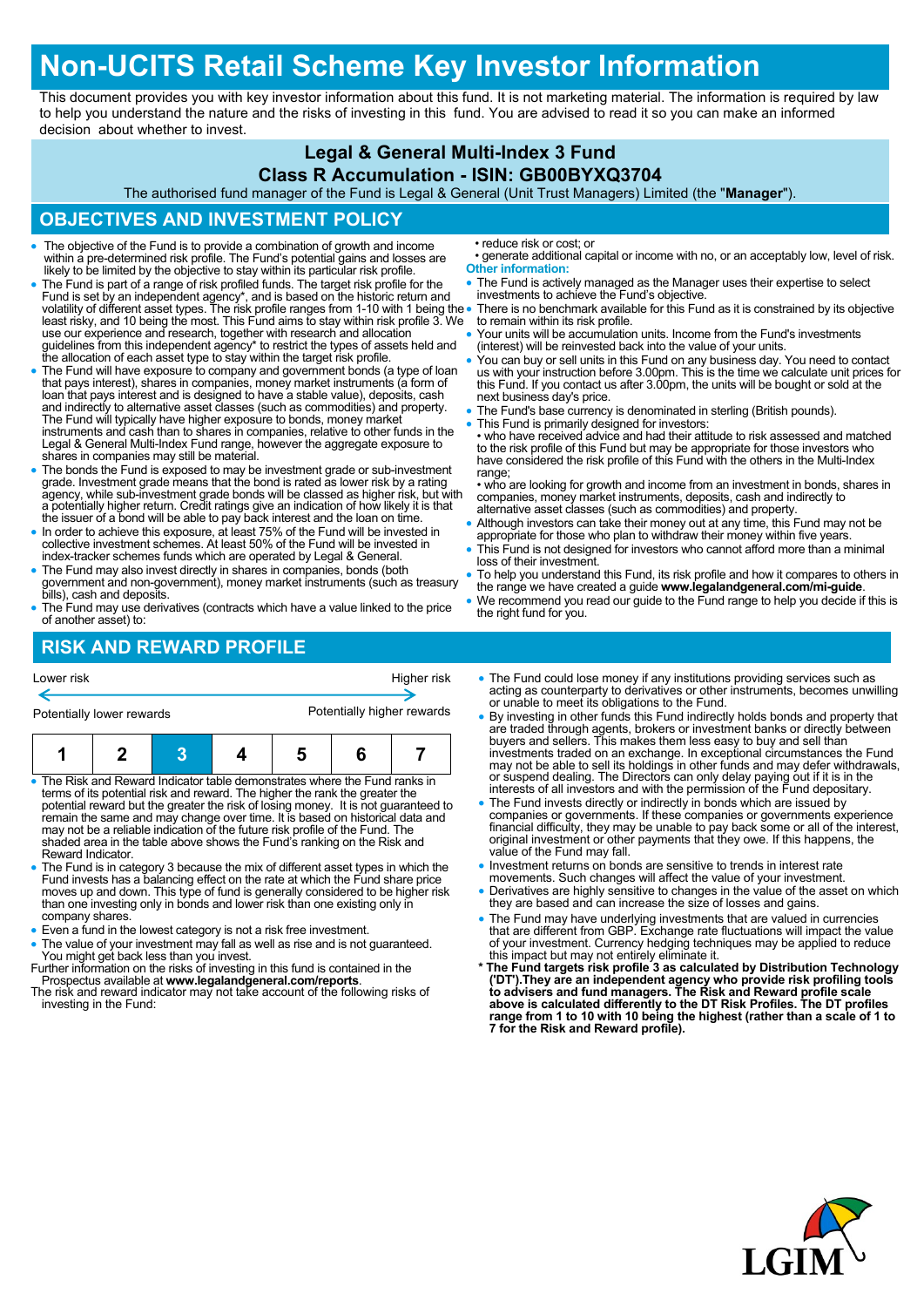# Non-UCITS Retail Scheme Key Investor Information

This document provides you with key investor information about this fund. It is not marketing material. The information is required by law to help you understand the nature and the risks of investing in this fund. You are advised to read it so you can make an informed decision about whether to invest.

**Legal & General Multi-Index 3 Fund**
**Class R Accumulation - ISIN: GB00BYXQ3704**

The authorised fund manager of the Fund is Legal & General (Unit Trust Managers) Limited (the "**Manager**").

## OBJECTIVES AND INVESTMENT POLICY

- The objective of the Fund is to provide a combination of growth and income within a pre-determined risk profile. The Fund's potential gains and losses are likely to be limited by the objective to stay within its particular risk profile.
- The Fund is part of a range of risk profiled funds. The target risk profile for the Fund is set by an independent agency*, and is based on the historic return and volatility of different asset types. The risk profile ranges from 1-10 with 1 being the least risky, and 10 being the most. This Fund aims to stay within risk profile 3. We use our experience and research, together with research and allocation guidelines from this independent agency* to restrict the types of assets held and the allocation of each asset type to stay within the target risk profile.
- The Fund will have exposure to company and government bonds (a type of loan that pays interest), shares in companies, money market instruments (a form of loan that pays interest and is designed to have a stable value), deposits, cash and indirectly to alternative asset classes (such as commodities) and property. The Fund will typically have higher exposure to bonds, money market instruments and cash than to shares in companies, relative to other funds in the Legal & General Multi-Index Fund range, however the aggregate exposure to shares in companies may still be material.
- The bonds the Fund is exposed to may be investment grade or sub-investment grade. Investment grade means that the bond is rated as lower risk by a rating agency, while sub-investment grade bonds will be classed as higher risk, but with a potentially higher return. Credit ratings give an indication of how likely it is that the issuer of a bond will be able to pay back interest and the loan on time.
- In order to achieve this exposure, at least 75% of the Fund will be invested in collective investment schemes. At least 50% of the Fund will be invested in index-tracker schemes funds which are operated by Legal & General.
- The Fund may also invest directly in shares in companies, bonds (both government and non-government), money market instruments (such as treasury bills), cash and deposits.
- The Fund may use derivatives (contracts which have a value linked to the price of another asset) to:
  • reduce risk or cost; or
  • generate additional capital or income with no, or an acceptably low, level of risk.

**Other information:**

- The Fund is actively managed as the Manager uses their expertise to select investments to achieve the Fund's objective.
- There is no benchmark available for this Fund as it is constrained by its objective to remain within its risk profile.
- Your units will be accumulation units. Income from the Fund's investments (interest) will be reinvested back into the value of your units.
- You can buy or sell units in this Fund on any business day. You need to contact us with your instruction before 3.00pm. This is the time we calculate unit prices for this Fund. If you contact us after 3.00pm, the units will be bought or sold at the next business day's price.
- The Fund's base currency is denominated in sterling (British pounds).
- This Fund is primarily designed for investors:
  • who have received advice and had their attitude to risk assessed and matched to the risk profile of this Fund but may be appropriate for those investors who have considered the risk profile of this Fund with the others in the Multi-Index range;
  • who are looking for growth and income from an investment in bonds, shares in companies, money market instruments, deposits, cash and indirectly to alternative asset classes (such as commodities) and property.
- Although investors can take their money out at any time, this Fund may not be appropriate for those who plan to withdraw their money within five years.
- This Fund is not designed for investors who cannot afford more than a minimal loss of their investment.
- To help you understand this Fund, its risk profile and how it compares to others in the range we have created a guide **www.legalandgeneral.com/mi-guide**.
- We recommend you read our guide to the Fund range to help you decide if this is the right fund for you.

## RISK AND REWARD PROFILE

Lower risk — Higher risk

Potentially lower rewards — Potentially higher rewards

| 1 | 2 | **3** | 4 | 5 | 6 | 7 |
|---|---|---|---|---|---|---|

- The Risk and Reward Indicator table demonstrates where the Fund ranks in terms of its potential risk and reward. The higher the rank the greater the potential reward but the greater the risk of losing money. It is not guaranteed to remain the same and may change over time. It is based on historical data and may not be a reliable indication of the future risk profile of the Fund. The shaded area in the table above shows the Fund's ranking on the Risk and Reward Indicator.
- The Fund is in category 3 because the mix of different asset types in which the Fund invests has a balancing effect on the rate at which the Fund share price moves up and down. This type of fund is generally considered to be higher risk than one investing only in bonds and lower risk than one existing only in company shares.
- Even a fund in the lowest category is not a risk free investment.
- The value of your investment may fall as well as rise and is not guaranteed. You might get back less than you invest.

Further information on the risks of investing in this fund is contained in the Prospectus available at **www.legalandgeneral.com/reports**.

The risk and reward indicator may not take account of the following risks of investing in the Fund:

- The Fund could lose money if any institutions providing services such as acting as counterparty to derivatives or other instruments, becomes unwilling or unable to meet its obligations to the Fund.
- By investing in other funds this Fund indirectly holds bonds and property that are traded through agents, brokers or investment banks or directly between buyers and sellers. This makes them less easy to buy and sell than investments traded on an exchange. In exceptional circumstances the Fund may not be able to sell its holdings in other funds and may defer withdrawals, or suspend dealing. The Directors can only delay paying out if it is in the interests of all investors and with the permission of the Fund depositary.
- The Fund invests directly or indirectly in bonds which are issued by companies or governments. If these companies or governments experience financial difficulty, they may be unable to pay back some or all of the interest, original investment or other payments that they owe. If this happens, the value of the Fund may fall.
- Investment returns on bonds are sensitive to trends in interest rate movements. Such changes will affect the value of your investment.
- Derivatives are highly sensitive to changes in the value of the asset on which they are based and can increase the size of losses and gains.
- The Fund may have underlying investments that are valued in currencies that are different from GBP. Exchange rate fluctuations will impact the value of your investment. Currency hedging techniques may be applied to reduce this impact but may not entirely eliminate it.

**\* The Fund targets risk profile 3 as calculated by Distribution Technology ('DT').They are an independent agency who provide risk profiling tools to advisers and fund managers. The Risk and Reward profile scale above is calculated differently to the DT Risk Profiles. The DT profiles range from 1 to 10 with 10 being the highest (rather than a scale of 1 to 7 for the Risk and Reward profile).**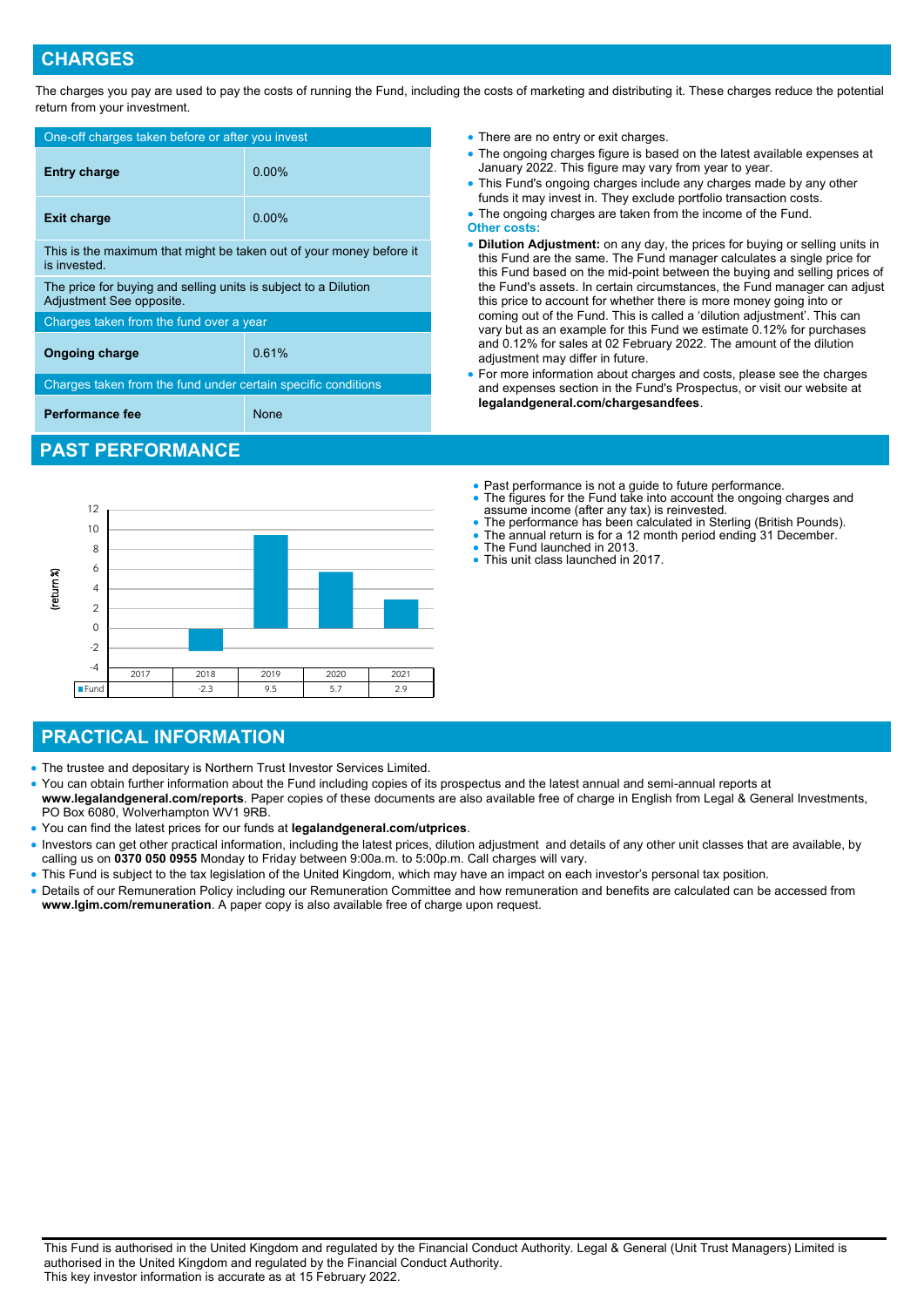## CHARGES

The charges you pay are used to pay the costs of running the Fund, including the costs of marketing and distributing it. These charges reduce the potential return from your investment.

| One-off charges taken before or after you invest | |
|---|---|
| **Entry charge** | 0.00% |
| **Exit charge** | 0.00% |
| This is the maximum that might be taken out of your money before it is invested. | |
| The price for buying and selling units is subject to a Dilution Adjustment See opposite. | |
| Charges taken from the fund over a year | |
| **Ongoing charge** | 0.61% |
| Charges taken from the fund under certain specific conditions | |
| **Performance fee** | None |

- There are no entry or exit charges.
- The ongoing charges figure is based on the latest available expenses at January 2022. This figure may vary from year to year.
- This Fund's ongoing charges include any charges made by any other funds it may invest in. They exclude portfolio transaction costs.
- The ongoing charges are taken from the income of the Fund.

**Other costs:**

- **Dilution Adjustment:** on any day, the prices for buying or selling units in this Fund are the same. The Fund manager calculates a single price for this Fund based on the mid-point between the buying and selling prices of the Fund's assets. In certain circumstances, the Fund manager can adjust this price to account for whether there is more money going into or coming out of the Fund. This is called a 'dilution adjustment'. This can vary but as an example for this Fund we estimate 0.12% for purchases and 0.12% for sales at 02 February 2022. The amount of the dilution adjustment may differ in future.
- For more information about charges and costs, please see the charges and expenses section in the Fund's Prospectus, or visit our website at **legalandgeneral.com/chargesandfees**.

## PAST PERFORMANCE

(return %)

12, 10, 8, 6, 4, 2, 0, -2, -4

2017, 2018, 2019, 2020, 2021

Fund: -2.3, 9.5, 5.7, 2.9

- Past performance is not a guide to future performance.
- The figures for the Fund take into account the ongoing charges and assume income (after any tax) is reinvested.
- The performance has been calculated in Sterling (British Pounds).
- The annual return is for a 12 month period ending 31 December.
- The Fund launched in 2013.
- This unit class launched in 2017.

## PRACTICAL INFORMATION

- The trustee and depositary is Northern Trust Investor Services Limited.
- You can obtain further information about the Fund including copies of its prospectus and the latest annual and semi-annual reports at **www.legalandgeneral.com/reports**. Paper copies of these documents are also available free of charge in English from Legal & General Investments, PO Box 6080, Wolverhampton WV1 9RB.
- You can find the latest prices for our funds at **legalandgeneral.com/utprices**.
- Investors can get other practical information, including the latest prices, dilution adjustment and details of any other unit classes that are available, by calling us on **0370 050 0955** Monday to Friday between 9:00a.m. to 5:00p.m. Call charges will vary.
- This Fund is subject to the tax legislation of the United Kingdom, which may have an impact on each investor's personal tax position.
- Details of our Remuneration Policy including our Remuneration Committee and how remuneration and benefits are calculated can be accessed from **www.lgim.com/remuneration**. A paper copy is also available free of charge upon request.

This Fund is authorised in the United Kingdom and regulated by the Financial Conduct Authority. Legal & General (Unit Trust Managers) Limited is authorised in the United Kingdom and regulated by the Financial Conduct Authority.
This key investor information is accurate as at 15 February 2022.